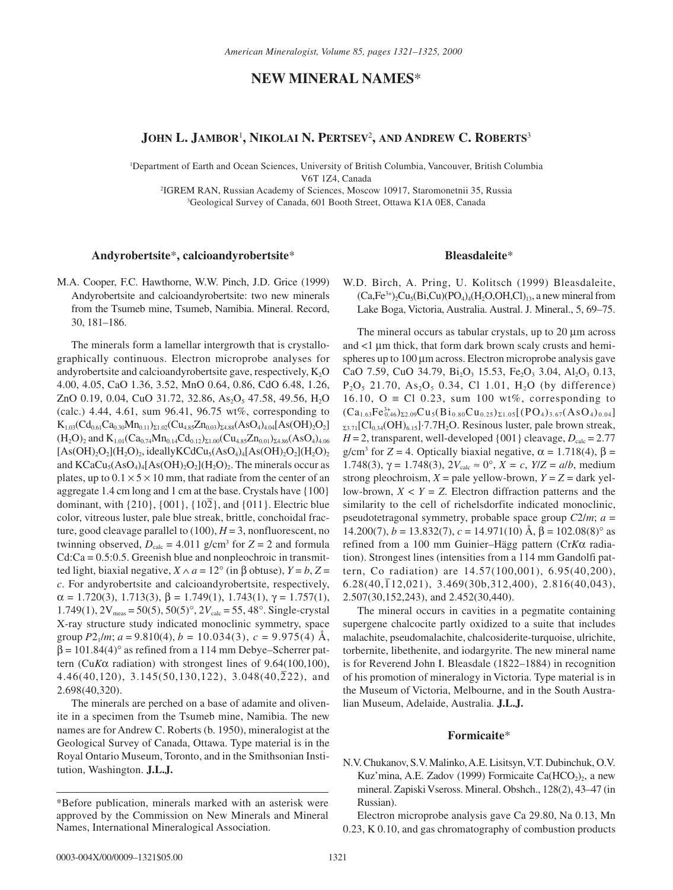# NEW MINERAL NAMES*

## JOHN L. JAMBOR[1], NIKOLAI N. PERTSEV[2], AND ANDREW C. ROBERTS[3]

[1]Department of Earth and Ocean Sciences, University of British Columbia, Vancouver, British Columbia V6T 1Z4, Canada
[2]IGREM RAN, Russian Academy of Sciences, Moscow 10917, Staromonetnii 35, Russia
[3]Geological Survey of Canada, 601 Booth Street, Ottawa K1A 0E8, Canada

### Andyrobertsite*, calcioandyrobertsite*

M.A. Cooper, F.C. Hawthorne, W.W. Pinch, J.D. Grice (1999) Andyrobertsite and calcioandyrobertsite: two new minerals from the Tsumeb mine, Tsumeb, Namibia. Mineral. Record, 30, 181–186.

The minerals form a lamellar intergrowth that is crystallographically continuous. Electron microprobe analyses for andyrobertsite and calcioandyrobertsite gave, respectively, $K_2O$ 4.00, 4.05, CaO 1.36, 3.52, MnO 0.64, 0.86, CdO 6.48, 1.26, ZnO 0.19, 0.04, CuO 31.72, 32.86, $As_2O_5$ 47.58, 49.56, $H_2O$ (calc.) 4.44, 4.61, sum 96.41, 96.75 wt%, corresponding to $K_{1.03}(Cd_{0.61}Ca_{0.30}Mn_{0.11})_{\Sigma 1.02}(Cu_{4.85}Zn_{0.03})_{\Sigma 4.88}(AsO_4)_{4.04}[As(OH)_2O_2](H_2O)_2$ and $K_{1.01}(Ca_{0.74}Mn_{0.14}Cd_{0.12})_{\Sigma 1.00}(Cu_{4.85}Zn_{0.01})_{\Sigma 4.86}(AsO_4)_{4.06}[As(OH)_2O_2](H_2O)_2$, ideally $KCdCu_5(AsO_4)_4[As(OH)_2O_2](H_2O)_2$ and $KCaCu_5(AsO_4)_4[As(OH)_2O_2](H_2O)_2$. The minerals occur as plates, up to $0.1 \times 5 \times 10$ mm, that radiate from the center of an aggregate 1.4 cm long and 1 cm at the base. Crystals have {100} dominant, with {210}, {001}, {10$\bar{2}$}, and {011}. Electric blue color, vitreous luster, pale blue streak, brittle, conchoidal fracture, good cleavage parallel to (100), $H = 3$, nonfluorescent, no twinning observed, $D_{calc} = 4.011$ g/cm$^3$ for $Z = 2$ and formula Cd:Ca = 0.5:0.5. Greenish blue and nonpleochroic in transmitted light, biaxial negative, $X \wedge a = 12°$ (in β obtuse), $Y = b$, $Z = c$. For andyrobertsite and calcioandyrobertsite, respectively, $\alpha = 1.720(3)$, 1.713(3), $\beta = 1.749(1)$, 1.743(1), $\gamma = 1.757(1)$, 1.749(1), $2V_{meas} = 50(5)$, 50(5)°, $2V_{calc} = 55$, 48°. Single-crystal X-ray structure study indicated monoclinic symmetry, space group $P2_1/m$; $a = 9.810(4)$, $b = 10.034(3)$, $c = 9.975(4)$ Å, $\beta = 101.84(4)°$ as refined from a 114 mm Debye–Scherrer pattern (Cu$K\alpha$ radiation) with strongest lines of 9.64(100,100), 4.46(40,120), 3.145(50,130,122), 3.048(40,$\bar{2}$22), and 2.698(40,320).

The minerals are perched on a base of adamite and olivenite in a specimen from the Tsumeb mine, Namibia. The new names are for Andrew C. Roberts (b. 1950), mineralogist at the Geological Survey of Canada, Ottawa. Type material is in the Royal Ontario Museum, Toronto, and in the Smithsonian Institution, Washington. **J.L.J.**

### Bleasdaleite*

W.D. Birch, A. Pring, U. Kolitsch (1999) Bleasdaleite, $(Ca,Fe^{3+})_2Cu_5(Bi,Cu)(PO_4)_4(H_2O,OH,Cl)_{13}$, a new mineral from Lake Boga, Victoria, Australia. Austral. J. Mineral., 5, 69–75.

The mineral occurs as tabular crystals, up to 20 μm across and <1 μm thick, that form dark brown scaly crusts and hemispheres up to 100 μm across. Electron microprobe analysis gave CaO 7.59, CuO 34.79, $Bi_2O_3$ 15.53, $Fe_2O_3$ 3.04, $Al_2O_3$ 0.13, $P_2O_5$ 21.70, $As_2O_5$ 0.34, Cl 1.01, $H_2O$ (by difference) 16.10, O ≡ Cl 0.23, sum 100 wt%, corresponding to $(Ca_{1.63}Fe^{3+}_{0.46})_{\Sigma 2.09}Cu_5(Bi_{0.80}Cu_{0.25})_{\Sigma 1.05}[(PO_4)_{3.67}(AsO_4)_{0.04}]_{\Sigma 3.71}[Cl_{0.34}(OH)_{6.15}]\cdot 7.7H_2O$. Resinous luster, pale brown streak, $H = 2$, transparent, well-developed {001} cleavage, $D_{calc} = 2.77$ g/cm$^3$ for $Z = 4$. Optically biaxial negative, $\alpha = 1.718(4)$, $\beta = 1.748(3)$, $\gamma = 1.748(3)$, $2V_{calc} \approx 0°$, $X = c$, $Y/Z = a/b$, medium strong pleochroism, $X$ = pale yellow-brown, $Y = Z$ = dark yellow-brown, $X < Y = Z$. Electron diffraction patterns and the similarity to the cell of richelsdorfite indicated monoclinic, pseudotetragonal symmetry, probable space group $C2/m$; $a = 14.200(7)$, $b = 13.832(7)$, $c = 14.971(10)$ Å, $\beta = 102.08(8)°$ as refined from a 100 mm Guinier–Hägg pattern (Cr$K\alpha$ radiation). Strongest lines (intensities from a 114 mm Gandolfi pattern, Co radiation) are 14.57(100,001), 6.95(40,200), 6.28(40,$\bar{1}$12,021), 3.469(30b,312,400), 2.816(40,043), 2.507(30,152,243), and 2.452(30,440).

The mineral occurs in cavities in a pegmatite containing supergene chalcocite partly oxidized to a suite that includes malachite, pseudomalachite, chalcosiderite-turquoise, ulrichite, torbernite, libethenite, and iodargyrite. The new mineral name is for Reverend John I. Bleasdale (1822–1884) in recognition of his promotion of mineralogy in Victoria. Type material is in the Museum of Victoria, Melbourne, and in the South Australian Museum, Adelaide, Australia. **J.L.J.**

### Formicaite*

N.V. Chukanov, S.V. Malinko, A.E. Lisitsyn, V.T. Dubinchuk, O.V. Kuz'mina, A.E. Zadov (1999) Formicaite $Ca(HCO_2)_2$, a new mineral. Zapiski Vseross. Mineral. Obshch., 128(2), 43–47 (in Russian).

Electron microprobe analysis gave Ca 29.80, Na 0.13, Mn 0.23, K 0.10, and gas chromatography of combustion products

*Before publication, minerals marked with an asterisk were approved by the Commission on New Minerals and Mineral Names, International Mineralogical Association.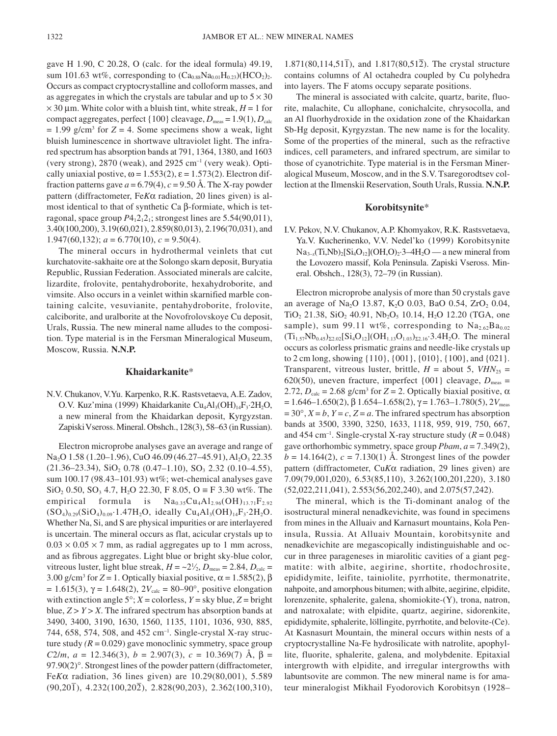gave H 1.90, C 20.28, O (calc. for the ideal formula) 49.19, sum 101.63 wt%, corresponding to $(Ca_{0.88}Na_{0.01}H_{0.23})(HCO_2)_2$. Occurs as compact cryptocrystalline and colloform masses, and as aggregates in which the crystals are tabular and up to 5 × 30 × 30 μm. White color with a bluish tint, white streak, $H$ = 1 for compact aggregates, perfect {100} cleavage, $D_{meas}$ = 1.9(1), $D_{calc}$ = 1.99 g/cm$^3$ for $Z$ = 4. Some specimens show a weak, light bluish luminescence in shortwave ultraviolet light. The infrared spectrum has absorption bands at 791, 1364, 1380, and 1603 (very strong), 2870 (weak), and 2925 cm$^{-1}$ (very weak). Optically uniaxial postive, ω = 1.553(2), ε = 1.573(2). Electron diffraction patterns gave $a$ = 6.79(4), $c$ = 9.50 Å. The X-ray powder pattern (diffractometer, Fe$K\alpha$ radiation, 20 lines given) is almost identical to that of synthetic Ca β-formiate, which is tetragonal, space group $P4_12_12_1$; strongest lines are 5.54(90,011), 3.40(100,200), 3.19(60,021), 2.859(80,013), 2.196(70,031), and 1.947(60,132); $a$ = 6.770(10), $c$ = 9.50(4).

The mineral occurs in hydrothermal veinlets that cut kurchatovite-sakhaite ore at the Solongo skarn deposit, Buryatia Republic, Russian Federation. Associated minerals are calcite, lizardite, frolovite, pentahydroborite, hexahydroborite, and vimsite. Also occurs in a veinlet within skarnified marble containing calcite, vesuvianite, pentahydroborite, frolovite, calciborite, and uralborite at the Novofrolovskoye Cu deposit, Urals, Russia. The new mineral name alludes to the composition. Type material is in the Fersman Mineralogical Museum, Moscow, Russia. **N.N.P.**

## Khaidarkanite*

N.V. Chukanov, V.Yu. Karpenko, R.K. Rastsvetaeva, A.E. Zadov, O.V. Kuz'mina (1999) Khaidarkanite $Cu_4Al_3(OH)_{14}F_3{\cdot}2H_2O$, a new mineral from the Khaidarkan deposit, Kyrgyzstan. Zapiski Vseross. Mineral. Obshch., 128(3), 58–63 (in Russian).

Electron microprobe analyses gave an average and range of $Na_2O$ 1.58 (1.20–1.96), CuO 46.09 (46.27–45.91), $Al_2O_3$ 22.35 (21.36–23.34), $SiO_2$ 0.78 (0.47–1.10), $SO_3$ 2.32 (0.10–4.55), sum 100.17 (98.43–101.93) wt%; wet-chemical analyses gave $SiO_2$ 0.50, $SO_3$ 4.7, $H_2O$ 22.30, F 8.05, O ≡ F 3.30 wt%. The empirical formula is $Na_{0.35}Cu_4Al_{2.96}(OH)_{13.71}F_{2.92}(SO_4)_{0.29}(SiO_4)_{0.09}{\cdot}1.47H_2O$, ideally $Cu_4Al_3(OH)_{14}F_3{\cdot}2H_2O$. Whether Na, Si, and S are physical impurities or are interlayered is uncertain. The mineral occurs as flat, acicular crystals up to 0.03 × 0.05 × 7 mm, as radial aggregates up to 1 mm across, and as fibrous aggregates. Light blue or bright sky-blue color, vitreous luster, light blue streak, $H$ = ~2½, $D_{meas}$ = 2.84, $D_{calc}$ = 3.00 g/cm$^3$ for $Z$ = 1. Optically biaxial positive, α = 1.585(2), β = 1.615(3), γ = 1.648(2), $2V_{calc}$ = 80–90°, positive elongation with extinction angle 5°; $X$ = colorless, $Y$ = sky blue, $Z$ = bright blue, $Z > Y > X$. The infrared spectrum has absorption bands at 3490, 3400, 3190, 1630, 1560, 1135, 1101, 1036, 930, 885, 744, 658, 574, 508, and 452 cm$^{-1}$. Single-crystal X-ray structure study ($R$ = 0.029) gave monoclinic symmetry, space group $C2/m$, $a$ = 12.346(3), $b$ = 2.907(3), $c$ = 10.369(7) Å, β = 97.90(2)°. Strongest lines of the powder pattern (diffractometer, Fe$K\alpha$ radiation, 36 lines given) are 10.29(80,001), 5.589 (90,$20\bar{1}$), 4.232(100,$20\bar{2}$), 2.828(90,203), 2.362(100,310), 1.871(80,$11\bar{4}$,$51\bar{1}$), and 1.817(80,$51\bar{2}$). The crystal structure contains columns of Al octahedra coupled by Cu polyhedra into layers. The F atoms occupy separate positions.

The mineral is associated with calcite, quartz, barite, fluorite, malachite, Cu allophane, conichalcite, chrysocolla, and an Al fluorhydroxide in the oxidation zone of the Khaidarkan Sb-Hg deposit, Kyrgyzstan. The new name is for the locality. Some of the properties of the mineral, such as the refractive indices, cell parameters, and infrared spectrum, are similar to those of cyanotrichite. Type material is in the Fersman Mineralogical Museum, Moscow, and in the S.V. Tsaregorodtsev collection at the Ilmenskii Reservation, South Urals, Russia. **N.N.P.**

## Korobitsynite*

I.V. Pekov, N.V. Chukanov, A.P. Khomyakov, R.K. Rastsvetaeva, Ya.V. Kucherinenko, V.V. Nedel'ko (1999) Korobitsynite $Na_{3-x}(Ti,Nb)_2[Si_4O_{12}](OH,O)_2{\cdot}3–4H_2O$ — a new mineral from the Lovozero massif, Kola Peninsula. Zapiski Vseross. Mineral. Obshch., 128(3), 72–79 (in Russian).

Electron microprobe analysis of more than 50 crystals gave an average of $Na_2O$ 13.87, $K_2O$ 0.03, BaO 0.54, $ZrO_2$ 0.04, $TiO_2$ 21.38, $SiO_2$ 40.91, $Nb_2O_5$ 10.14, $H_2O$ 12.20 (TGA, one sample), sum 99.11 wt%, corresponding to $Na_{2.62}Ba_{0.02}(Ti_{1.57}Nb_{0.45})_{\Sigma 2.02}[Si_4O_{12}](OH_{1.13}O_{1.03})_{\Sigma 2.16}{\cdot}3.4H_2O$. The mineral occurs as colorless prismatic grains and needle-like crystals up to 2 cm long, showing {110}, {001}, {010}, {100}, and {021}. Transparent, vitreous luster, brittle, $H$ = about 5, $VHN_{25}$ = 620(50), uneven fracture, imperfect {001} cleavage, $D_{meas}$ = 2.72, $D_{calc}$ = 2.68 g/cm$^3$ for $Z$ = 2. Optically biaxial positive, α = 1.646–1.650(2), β 1.654–1.658(2), γ = 1.763–1.780(5), $2V_{meas}$ = 30°, $X = b$, $Y = c$, $Z = a$. The infrared spectrum has absorption bands at 3500, 3390, 3250, 1633, 1118, 959, 919, 750, 667, and 454 cm$^{-1}$. Single-crystal X-ray structure study ($R$ = 0.048) gave orthorhombic symmetry, space group $Pbam$, $a$ = 7.349(2), $b$ = 14.164(2), $c$ = 7.130(1) Å. Strongest lines of the powder pattern (diffractometer, Cu$K\alpha$ radiation, 29 lines given) are 7.09(79,001,020), 6.53(85,110), 3.262(100,201,220), 3.180 (52,022,211,041), 2.553(56,202,240), and 2.075(57,242).

The mineral, which is the Ti-dominant analog of the isostructural mineral nenadkevichite, was found in specimens from mines in the Alluaiv and Karnasurt mountains, Kola Peninsula, Russia. At Alluaiv Mountain, korobitsynite and nenadkevichite are megascopically indistinguishable and occur in three parageneses in miarolitic cavities of a giant pegmatite: with albite, aegirine, shortite, rhodochrosite, epididymite, leifite, tainiolite, pyrrhotite, thermonatrite, nahpoite, and amorphous bitumen; with albite, aegirine, elpidite, lorenzenite, sphalerite, galena, shomiokite-(Y), trona, natron, and natroxalate; with elpidite, quartz, aegirine, sidorenkite, epididymite, sphalerite, löllingite, pyrrhotite, and belovite-(Ce). At Kasnasurt Mountain, the mineral occurs within nests of a cryptocrystalline Na-Fe hydrosilicate with natrolite, apophyllite, fluorite, sphalerite, galena, and molybdenite. Epitaxial intergrowth with elpidite, and irregular intergrowths with labuntsovite are common. The new mineral name is for amateur mineralogist Mikhail Fyodorovich Korobitsyn (1928–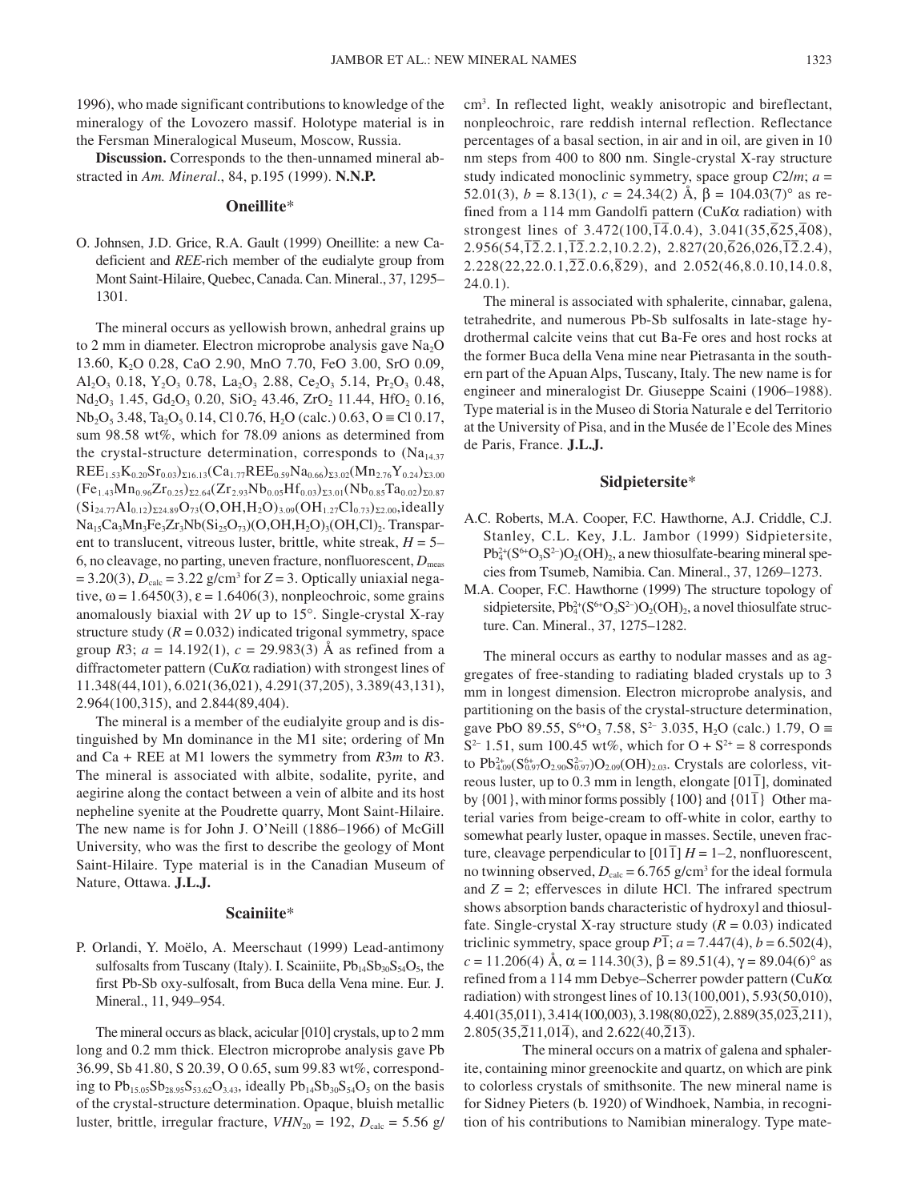1996), who made significant contributions to knowledge of the mineralogy of the Lovozero massif. Holotype material is in the Fersman Mineralogical Museum, Moscow, Russia.

**Discussion.** Corresponds to the then-unnamed mineral abstracted in *Am. Mineral*., 84, p.195 (1999). **N.N.P.**

## Oneillite*

O. Johnsen, J.D. Grice, R.A. Gault (1999) Oneillite: a new Ca-deficient and *REE*-rich member of the eudialyte group from Mont Saint-Hilaire, Quebec, Canada. Can. Mineral., 37, 1295–1301.

The mineral occurs as yellowish brown, anhedral grains up to 2 mm in diameter. Electron microprobe analysis gave $Na_2O$ 13.60, $K_2O$ 0.28, CaO 2.90, MnO 7.70, FeO 3.00, SrO 0.09, $Al_2O_3$ 0.18, $Y_2O_3$ 0.78, $La_2O_3$ 2.88, $Ce_2O_3$ 5.14, $Pr_2O_3$ 0.48, $Nd_2O_3$ 1.45, $Gd_2O_3$ 0.20, $SiO_2$ 43.46, $ZrO_2$ 11.44, $HfO_2$ 0.16, $Nb_2O_5$ 3.48, $Ta_2O_5$ 0.14, Cl 0.76, $H_2O$ (calc.) 0.63, O ≡ Cl 0.17, sum 98.58 wt%, which for 78.09 anions as determined from the crystal-structure determination, corresponds to $(Na_{14.37}REE_{1.53}K_{0.20}Sr_{0.03})_{\Sigma16.13}(Ca_{1.77}REE_{0.59}Na_{0.66})_{\Sigma3.02}(Mn_{2.76}Y_{0.24})_{\Sigma3.00}(Fe_{1.43}Mn_{0.96}Zr_{0.25})_{\Sigma2.64}(Zr_{2.93}Nb_{0.05}Hf_{0.03})_{\Sigma3.01}(Nb_{0.85}Ta_{0.02})_{\Sigma0.87}(Si_{24.77}Al_{0.12})_{\Sigma24.89}O_{73}(O,OH,H_2O)_{3.09}(OH_{1.27}Cl_{0.73})_{\Sigma2.00}$, ideally $Na_{15}Ca_3Mn_3Fe_3Zr_3Nb(Si_{25}O_{73})(O,OH,H_2O)_3(OH,Cl)_2$. Transparent to translucent, vitreous luster, brittle, white streak, $H$ = 5–6, no cleavage, no parting, uneven fracture, nonfluorescent, $D_{meas}$ = 3.20(3), $D_{calc}$ = 3.22 g/cm³ for $Z$ = 3. Optically uniaxial negative, ω = 1.6450(3), ε = 1.6406(3), nonpleochroic, some grains anomalously biaxial with 2$V$ up to 15°. Single-crystal X-ray structure study ($R$ = 0.032) indicated trigonal symmetry, space group $R3$; $a$ = 14.192(1), $c$ = 29.983(3) Å as refined from a diffractometer pattern (Cu$K\alpha$ radiation) with strongest lines of 11.348(44,101), 6.021(36,021), 4.291(37,205), 3.389(43,131), 2.964(100,315), and 2.844(89,404).

The mineral is a member of the eudialyite group and is distinguished by Mn dominance in the M1 site; ordering of Mn and Ca + REE at M1 lowers the symmetry from $R3m$ to $R3$. The mineral is associated with albite, sodalite, pyrite, and aegirine along the contact between a vein of albite and its host nepheline syenite at the Poudrette quarry, Mont Saint-Hilaire. The new name is for John J. O'Neill (1886–1966) of McGill University, who was the first to describe the geology of Mont Saint-Hilaire. Type material is in the Canadian Museum of Nature, Ottawa. **J.L.J.**

## Scainiite*

P. Orlandi, Y. Moëlo, A. Meerschaut (1999) Lead-antimony sulfosalts from Tuscany (Italy). I. Scainiite, $Pb_{14}Sb_{30}S_{54}O_5$, the first Pb-Sb oxy-sulfosalt, from Buca della Vena mine. Eur. J. Mineral., 11, 949–954.

The mineral occurs as black, acicular [010] crystals, up to 2 mm long and 0.2 mm thick. Electron microprobe analysis gave Pb 36.99, Sb 41.80, S 20.39, O 0.65, sum 99.83 wt%, corresponding to $Pb_{15.05}Sb_{28.95}S_{53.62}O_{3.43}$, ideally $Pb_{14}Sb_{30}S_{54}O_5$ on the basis of the crystal-structure determination. Opaque, bluish metallic luster, brittle, irregular fracture, $VHN_{20}$ = 192, $D_{calc}$ = 5.56 g/cm³. In reflected light, weakly anisotropic and bireflectant, nonpleochroic, rare reddish internal reflection. Reflectance percentages of a basal section, in air and in oil, are given in 10 nm steps from 400 to 800 nm. Single-crystal X-ray structure study indicated monoclinic symmetry, space group $C2/m$; $a$ = 52.01(3), $b$ = 8.13(1), $c$ = 24.34(2) Å, β = 104.03(7)° as refined from a 114 mm Gandolfi pattern (Cu$K\alpha$ radiation) with strongest lines of 3.472(100,$\overline{1}\overline{4}$.0.4), 3.041(35,$\overline{6}$25,$\overline{4}$08), 2.956(54,$\overline{1}\overline{2}$.2.1,$\overline{1}\overline{2}$.2.2,10.2.2), 2.827(20,$\overline{6}$26,026,$\overline{1}\overline{2}$.2.4), 2.228(22,22.0.1,$\overline{2}\overline{2}$.0.6,$\overline{8}$29), and 2.052(46,8.0.10,14.0.8, 24.0.1).

The mineral is associated with sphalerite, cinnabar, galena, tetrahedrite, and numerous Pb-Sb sulfosalts in late-stage hydrothermal calcite veins that cut Ba-Fe ores and host rocks at the former Buca della Vena mine near Pietrasanta in the southern part of the Apuan Alps, Tuscany, Italy. The new name is for engineer and mineralogist Dr. Giuseppe Scaini (1906–1988). Type material is in the Museo di Storia Naturale e del Territorio at the University of Pisa, and in the Musée de l'Ecole des Mines de Paris, France. **J.L.J.**

## Sidpietersite*

A.C. Roberts, M.A. Cooper, F.C. Hawthorne, A.J. Criddle, C.J. Stanley, C.L. Key, J.L. Jambor (1999) Sidpietersite, $Pb^{2+}_4(S^{6+}O_3S^{2-})O_2(OH)_2$, a new thiosulfate-bearing mineral species from Tsumeb, Namibia. Can. Mineral., 37, 1269–1273.

M.A. Cooper, F.C. Hawthorne (1999) The structure topology of sidpietersite, $Pb^{2+}_4(S^{6+}O_3S^{2-})O_2(OH)_2$, a novel thiosulfate structure. Can. Mineral., 37, 1275–1282.

The mineral occurs as earthy to nodular masses and as aggregates of free-standing to radiating bladed crystals up to 3 mm in longest dimension. Electron microprobe analysis, and partitioning on the basis of the crystal-structure determination, gave PbO 89.55, $S^{6+}O_3$ 7.58, $S^{2-}$ 3.035, $H_2O$ (calc.) 1.79, O ≡ $S^{2-}$ 1.51, sum 100.45 wt%, which for O + $S^{2+}$ = 8 corresponds to $Pb^{2+}_{4.09}(S^{6+}_{0.97}O_{2.90}S^{2-}_{0.97})O_{2.09}(OH)_{2.03}$. Crystals are colorless, vitreous luster, up to 0.3 mm in length, elongate [01$\overline{1}$], dominated by {001}, with minor forms possibly {100} and {01$\overline{1}$} Other material varies from beige-cream to off-white in color, earthy to somewhat pearly luster, opaque in masses. Sectile, uneven fracture, cleavage perpendicular to [01$\overline{1}$] $H$ = 1–2, nonfluorescent, no twinning observed, $D_{calc}$ = 6.765 g/cm³ for the ideal formula and $Z$ = 2; effervesces in dilute HCl. The infrared spectrum shows absorption bands characteristic of hydroxyl and thiosulfate. Single-crystal X-ray structure study ($R$ = 0.03) indicated triclinic symmetry, space group $P\overline{1}$; $a$ = 7.447(4), $b$ = 6.502(4), $c$ = 11.206(4) Å, α = 114.30(3), β = 89.51(4), γ = 89.04(6)° as refined from a 114 mm Debye–Scherrer powder pattern (Cu$K\alpha$ radiation) with strongest lines of 10.13(100,001), 5.93(50,010), 4.401(35,011), 3.414(100,003), 3.198(80,02$\overline{2}$), 2.889(35,02$\overline{3}$,211), 2.805(35,$\overline{2}$11,01$\overline{4}$), and 2.622(40,$\overline{2}$1$\overline{3}$).

The mineral occurs on a matrix of galena and sphalerite, containing minor greenockite and quartz, on which are pink to colorless crystals of smithsonite. The new mineral name is for Sidney Pieters (b. 1920) of Windhoek, Nambia, in recognition of his contributions to Namibian mineralogy. Type mate-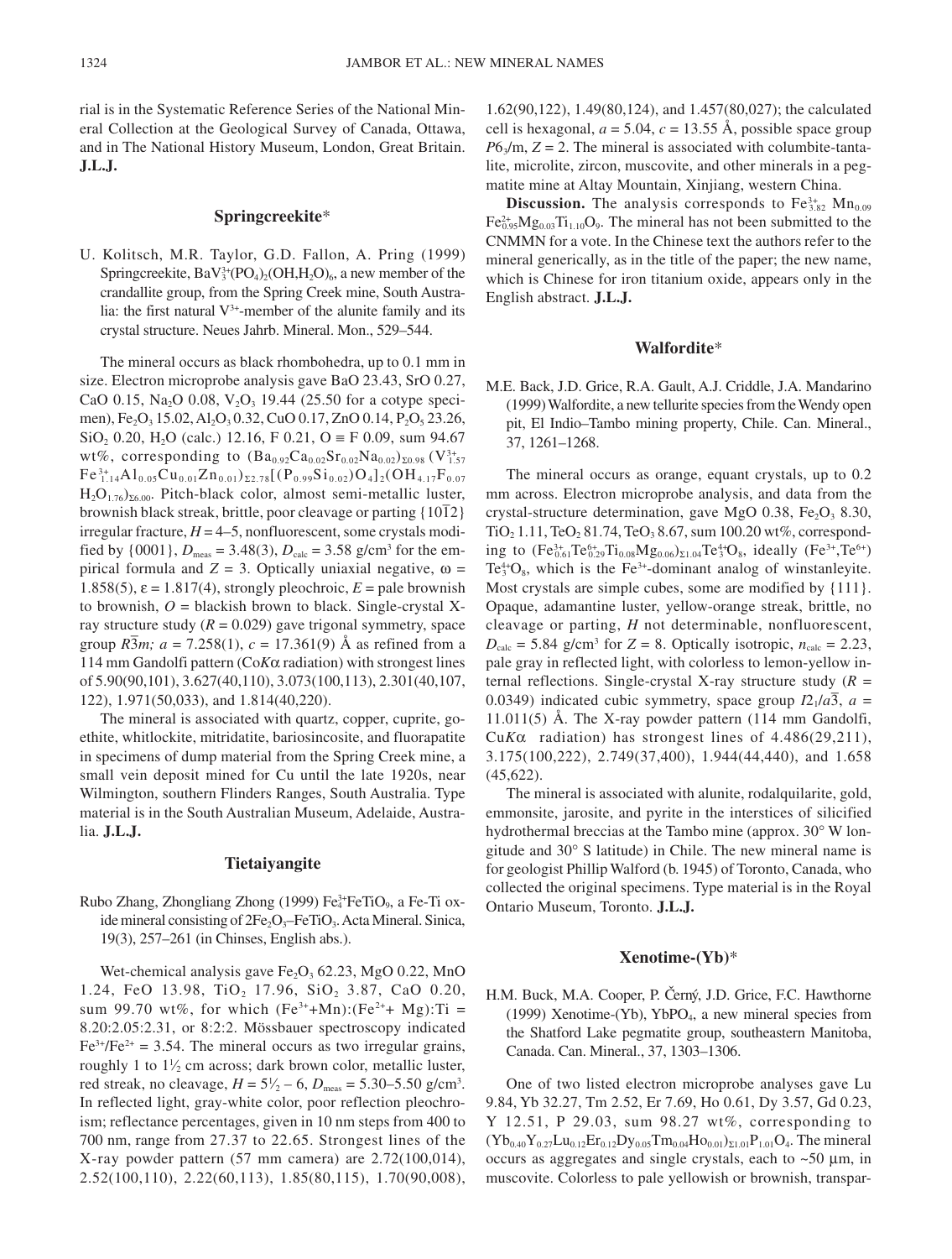rial is in the Systematic Reference Series of the National Mineral Collection at the Geological Survey of Canada, Ottawa, and in The National History Museum, London, Great Britain. **J.L.J.**

## Springcreekite*

U. Kolitsch, M.R. Taylor, G.D. Fallon, A. Pring (1999) Springcreekite, $BaV^{3+}_3(PO_4)_2(OH,H_2O)_6$, a new member of the crandallite group, from the Spring Creek mine, South Australia: the first natural $V^{3+}$-member of the alunite family and its crystal structure. Neues Jahrb. Mineral. Mon., 529–544.

The mineral occurs as black rhombohedra, up to 0.1 mm in size. Electron microprobe analysis gave BaO 23.43, SrO 0.27, CaO 0.15, $Na_2O$ 0.08, $V_2O_3$ 19.44 (25.50 for a cotype specimen), $Fe_2O_3$ 15.02, $Al_2O_3$ 0.32, CuO 0.17, ZnO 0.14, $P_2O_5$ 23.26, $SiO_2$ 0.20, $H_2O$ (calc.) 12.16, F 0.21, O ≡ F 0.09, sum 94.67 wt%, corresponding to $(Ba_{0.92}Ca_{0.02}Sr_{0.02}Na_{0.02})_{\Sigma 0.98}$ $(V^{3+}_{1.57}Fe^{3+}_{1.14}Al_{0.05}Cu_{0.01}Zn_{0.01})_{\Sigma 2.78}[(P_{0.99}Si_{0.02})O_4]_2(OH_{4.17}F_{0.07}H_2O_{1.76})_{\Sigma 6.00}$. Pitch-black color, almost semi-metallic luster, brownish black streak, brittle, poor cleavage or parting $\{10\overline{1}2\}$ irregular fracture, $H$ = 4–5, nonfluorescent, some crystals modified by {0001}, $D_{meas}$ = 3.48(3), $D_{calc}$ = 3.58 g/cm³ for the empirical formula and $Z$ = 3. Optically uniaxial negative, ω = 1.858(5), ε = 1.817(4), strongly pleochroic, $E$ = pale brownish to brownish, $O$ = blackish brown to black. Single-crystal X-ray structure study ($R$ = 0.029) gave trigonal symmetry, space group $R\overline{3}m$; $a$ = 7.258(1), $c$ = 17.361(9) Å as refined from a 114 mm Gandolfi pattern (Co$K\alpha$ radiation) with strongest lines of 5.90(90,101), 3.627(40,110), 3.073(100,113), 2.301(40,107, 122), 1.971(50,033), and 1.814(40,220).

The mineral is associated with quartz, copper, cuprite, goethite, whitlockite, mitridatite, bariosincosite, and fluorapatite in specimens of dump material from the Spring Creek mine, a small vein deposit mined for Cu until the late 1920s, near Wilmington, southern Flinders Ranges, South Australia. Type material is in the South Australian Museum, Adelaide, Australia. **J.L.J.**

## Tietaiyangite

Rubo Zhang, Zhongliang Zhong (1999) $Fe^{3+}_4FeTiO_9$, a Fe-Ti oxide mineral consisting of $2Fe_2O_3$–$FeTiO_3$. Acta Mineral. Sinica, 19(3), 257–261 (in Chinses, English abs.).

Wet-chemical analysis gave $Fe_2O_3$ 62.23, MgO 0.22, MnO 1.24, FeO 13.98, $TiO_2$ 17.96, $SiO_2$ 3.87, CaO 0.20, sum 99.70 wt%, for which $(Fe^{3+}+Mn)$:$(Fe^{2+}+Mg)$:Ti = 8.20:2.05:2.31, or 8:2:2. Mössbauer spectroscopy indicated $Fe^{3+}/Fe^{2+}$ = 3.54. The mineral occurs as two irregular grains, roughly 1 to 1½ cm across; dark brown color, metallic luster, red streak, no cleavage, $H$ = 5½ – 6, $D_{meas}$ = 5.30–5.50 g/cm³. In reflected light, gray-white color, poor reflection pleochroism; reflectance percentages, given in 10 nm steps from 400 to 700 nm, range from 27.37 to 22.65. Strongest lines of the X-ray powder pattern (57 mm camera) are 2.72(100,014), 2.52(100,110), 2.22(60,113), 1.85(80,115), 1.70(90,008), 1.62(90,122), 1.49(80,124), and 1.457(80,027); the calculated cell is hexagonal, $a$ = 5.04, $c$ = 13.55 Å, possible space group $P6_3/m$, $Z$ = 2. The mineral is associated with columbite-tantalite, microlite, zircon, muscovite, and other minerals in a pegmatite mine at Altay Mountain, Xinjiang, western China.

**Discussion.** The analysis corresponds to $Fe^{3+}_{3.82}Mn_{0.09}Fe^{2+}_{0.95}Mg_{0.03}Ti_{1.10}O_9$. The mineral has not been submitted to the CNMMN for a vote. In the Chinese text the authors refer to the mineral generically, as in the title of the paper; the new name, which is Chinese for iron titanium oxide, appears only in the English abstract. **J.L.J.**

## Walfordite*

M.E. Back, J.D. Grice, R.A. Gault, A.J. Criddle, J.A. Mandarino (1999) Walfordite, a new tellurite species from the Wendy open pit, El Indio–Tambo mining property, Chile. Can. Mineral., 37, 1261–1268.

The mineral occurs as orange, equant crystals, up to 0.2 mm across. Electron microprobe analysis, and data from the crystal-structure determination, gave MgO 0.38, $Fe_2O_3$ 8.30, $TiO_2$ 1.11, $TeO_2$ 81.74, $TeO_3$ 8.67, sum 100.20 wt%, corresponding to $(Fe^{3+}_{0.61}Te^{6+}_{0.29}Ti_{0.08}Mg_{0.06})_{\Sigma 1.04}Te^{4+}_3O_8$, ideally $(Fe^{3+},Te^{6+})Te^{4+}_3O_8$, which is the $Fe^{3+}$-dominant analog of winstanleyite. Most crystals are simple cubes, some are modified by {111}. Opaque, adamantine luster, yellow-orange streak, brittle, no cleavage or parting, $H$ not determinable, nonfluorescent, $D_{calc}$ = 5.84 g/cm³ for $Z$ = 8. Optically isotropic, $n_{calc}$ = 2.23, pale gray in reflected light, with colorless to lemon-yellow internal reflections. Single-crystal X-ray structure study ($R$ = 0.0349) indicated cubic symmetry, space group $I2_1/a\overline{3}$, $a$ = 11.011(5) Å. The X-ray powder pattern (114 mm Gandolfi, Cu$K\alpha$ radiation) has strongest lines of 4.486(29,211), 3.175(100,222), 2.749(37,400), 1.944(44,440), and 1.658 (45,622).

The mineral is associated with alunite, rodalquilarite, gold, emmonsite, jarosite, and pyrite in the interstices of silicified hydrothermal breccias at the Tambo mine (approx. 30° W longitude and 30° S latitude) in Chile. The new mineral name is for geologist Phillip Walford (b. 1945) of Toronto, Canada, who collected the original specimens. Type material is in the Royal Ontario Museum, Toronto. **J.L.J.**

## Xenotime-(Yb)*

H.M. Buck, M.A. Cooper, P. Černý, J.D. Grice, F.C. Hawthorne (1999) Xenotime-(Yb), $YbPO_4$, a new mineral species from the Shatford Lake pegmatite group, southeastern Manitoba, Canada. Can. Mineral., 37, 1303–1306.

One of two listed electron microprobe analyses gave Lu 9.84, Yb 32.27, Tm 2.52, Er 7.69, Ho 0.61, Dy 3.57, Gd 0.23, Y 12.51, P 29.03, sum 98.27 wt%, corresponding to $(Yb_{0.40}Y_{0.27}Lu_{0.12}Er_{0.12}Dy_{0.05}Tm_{0.04}Ho_{0.01})_{\Sigma 1.01}P_{1.01}O_4$. The mineral occurs as aggregates and single crystals, each to ~50 μm, in muscovite. Colorless to pale yellowish or brownish, transpar-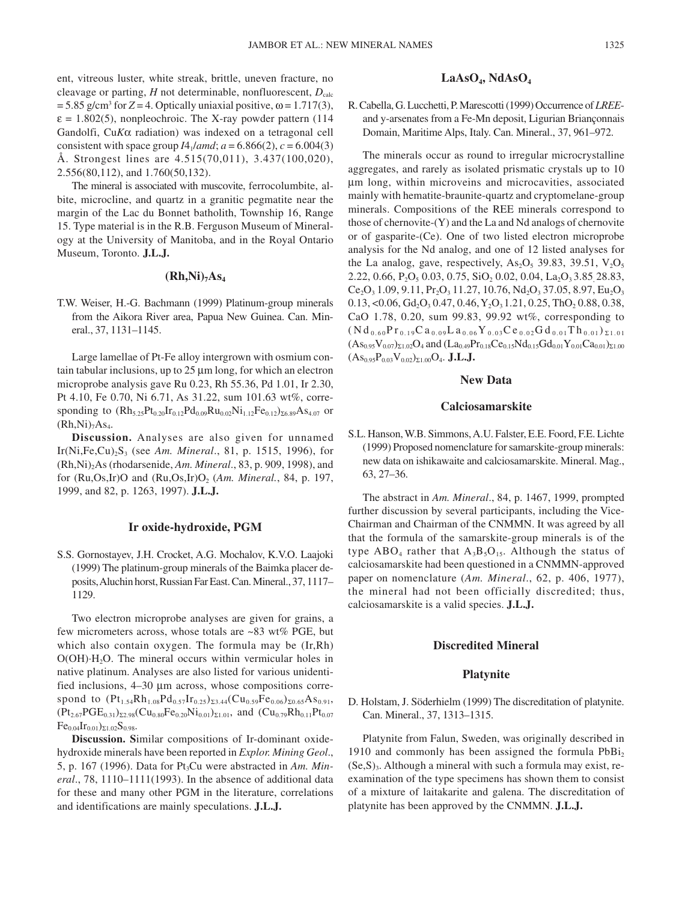ent, vitreous luster, white streak, brittle, uneven fracture, no cleavage or parting, *H* not determinable, nonfluorescent, $D_{calc}$ = 5.85 g/cm$^3$ for *Z* = 4. Optically uniaxial positive, ω = 1.717(3), ε = 1.802(5), nonpleochroic. The X-ray powder pattern (114 Gandolfi, Cu*K*α radiation) was indexed on a tetragonal cell consistent with space group $I4_1/amd$; *a* = 6.866(2), *c* = 6.004(3) Å. Strongest lines are 4.515(70,011), 3.437(100,020), 2.556(80,112), and 1.760(50,132).

The mineral is associated with muscovite, ferrocolumbite, albite, microcline, and quartz in a granitic pegmatite near the margin of the Lac du Bonnet batholith, Township 16, Range 15. Type material is in the R.B. Ferguson Museum of Mineralogy at the University of Manitoba, and in the Royal Ontario Museum, Toronto. **J.L.J.**

## $(Rh,Ni)_7As_4$

T.W. Weiser, H.-G. Bachmann (1999) Platinum-group minerals from the Aikora River area, Papua New Guinea. Can. Mineral., 37, 1131–1145.

Large lamellae of Pt-Fe alloy intergrown with osmium contain tabular inclusions, up to 25 μm long, for which an electron microprobe analysis gave Ru 0.23, Rh 55.36, Pd 1.01, Ir 2.30, Pt 4.10, Fe 0.70, Ni 6.71, As 31.22, sum 101.63 wt%, corresponding to $(Rh_{5.25}Pt_{0.20}Ir_{0.12}Pd_{0.09}Ru_{0.02}Ni_{1.12}Fe_{0.12})_{\Sigma 6.89}As_{4.07}$ or $(Rh,Ni)_7As_4$.

**Discussion.** Analyses are also given for unnamed $Ir(Ni,Fe,Cu)_2S_3$ (see *Am. Mineral*., 81, p. 1515, 1996), for $(Rh,Ni)_2As$ (rhodarsenide, *Am. Mineral*., 83, p. 909, 1998), and for (Ru,Os,Ir)O and $(Ru,Os,Ir)O_2$ (*Am. Mineral.*, 84, p. 197, 1999, and 82, p. 1263, 1997). **J.L.J.**

## Ir oxide-hydroxide, PGM

S.S. Gornostayev, J.H. Crocket, A.G. Mochalov, K.V.O. Laajoki (1999) The platinum-group minerals of the Baimka placer deposits, Aluchin horst, Russian Far East. Can. Mineral., 37, 1117–1129.

Two electron microprobe analyses are given for grains, a few micrometers across, whose totals are ~83 wt% PGE, but which also contain oxygen. The formula may be $(Ir,Rh)O(OH)·H_2O$. The mineral occurs within vermicular holes in native platinum. Analyses are also listed for various unidentified inclusions, 4–30 μm across, whose compositions correspond to $(Pt_{1.54}Rh_{1.08}Pd_{0.57}Ir_{0.25})_{\Sigma 3.44}(Cu_{0.59}Fe_{0.06})_{\Sigma 0.65}As_{0.91}$, $(Pt_{2.67}PGE_{0.31})_{\Sigma 2.98}(Cu_{0.80}Fe_{0.20}Ni_{0.01})_{\Sigma 1.01}$, and $(Cu_{0.79}Rh_{0.11}Pt_{0.07}Fe_{0.04}Ir_{0.01})_{\Sigma 1.02}S_{0.98}$.

**Discussion.** Similar compositions of Ir-dominant oxide-hydroxide minerals have been reported in *Explor. Mining Geol*., 5, p. 167 (1996). Data for $Pt_3Cu$ were abstracted in *Am. Mineral*., 78, 1110–1111(1993). In the absence of additional data for these and many other PGM in the literature, correlations and identifications are mainly speculations. **J.L.J.**

## $LaAsO_4$, $NdAsO_4$

R. Cabella, G. Lucchetti, P. Marescotti (1999) Occurrence of *LREE*- and y-arsenates from a Fe-Mn deposit, Ligurian Briançonnais Domain, Maritime Alps, Italy. Can. Mineral., 37, 961–972.

The minerals occur as round to irregular microcrystalline aggregates, and rarely as isolated prismatic crystals up to 10 μm long, within microveins and microcavities, associated mainly with hematite-braunite-quartz and cryptomelane-group minerals. Compositions of the REE minerals correspond to those of chernovite-(Y) and the La and Nd analogs of chernovite or of gasparite-(Ce). One of two listed electron microprobe analysis for the Nd analog, and one of 12 listed analyses for the La analog, gave, respectively, $As_2O_5$ 39.83, 39.51, $V_2O_5$ 2.22, 0.66, $P_2O_5$ 0.03, 0.75, $SiO_2$ 0.02, 0.04, $La_2O_3$ 3.85, 28.83, $Ce_2O_3$ 1.09, 9.11, $Pr_2O_3$ 11.27, 10.76, $Nd_2O_3$ 37.05, 8.97, $Eu_2O_3$ 0.13, <0.06, $Gd_2O_3$ 0.47, 0.46, $Y_2O_3$ 1.21, 0.25, $ThO_2$ 0.88, 0.38, CaO 1.78, 0.20, sum 99.83, 99.92 wt%, corresponding to $(Nd_{0.60}Pr_{0.19}Ca_{0.09}La_{0.06}Y_{0.03}Ce_{0.02}Gd_{0.01}Th_{0.01})_{\Sigma 1.01}(As_{0.95}V_{0.07})_{\Sigma 1.02}O_4$ and $(La_{0.49}Pr_{0.18}Ce_{0.15}Nd_{0.15}Gd_{0.01}Y_{0.01}Ca_{0.01})_{\Sigma 1.00}(As_{0.95}P_{0.03}V_{0.02})_{\Sigma 1.00}O_4$. **J.L.J.**

# New Data

## Calciosamarskite

S.L. Hanson, W.B. Simmons, A.U. Falster, E.E. Foord, F.E. Lichte (1999) Proposed nomenclature for samarskite-group minerals: new data on ishikawaite and calciosamarskite. Mineral. Mag., 63, 27–36.

The abstract in *Am. Mineral*., 84, p. 1467, 1999, prompted further discussion by several participants, including the Vice-Chairman and Chairman of the CNMMN. It was agreed by all that the formula of the samarskite-group minerals is of the type $ABO_4$ rather that $A_3B_5O_{15}$. Although the status of calciosamarskite had been questioned in a CNMMN-approved paper on nomenclature (*Am. Mineral*., 62, p. 406, 1977), the mineral had not been officially discredited; thus, calciosamarskite is a valid species. **J.L.J.**

# Discredited Mineral

## Platynite

D. Holstam, J. Söderhielm (1999) The discreditation of platynite. Can. Mineral., 37, 1313–1315.

Platynite from Falun, Sweden, was originally described in 1910 and commonly has been assigned the formula $PbBi_2(Se,S)_3$. Although a mineral with such a formula may exist, re-examination of the type specimens has shown them to consist of a mixture of laitakarite and galena. The discreditation of platynite has been approved by the CNMMN. **J.L.J.**